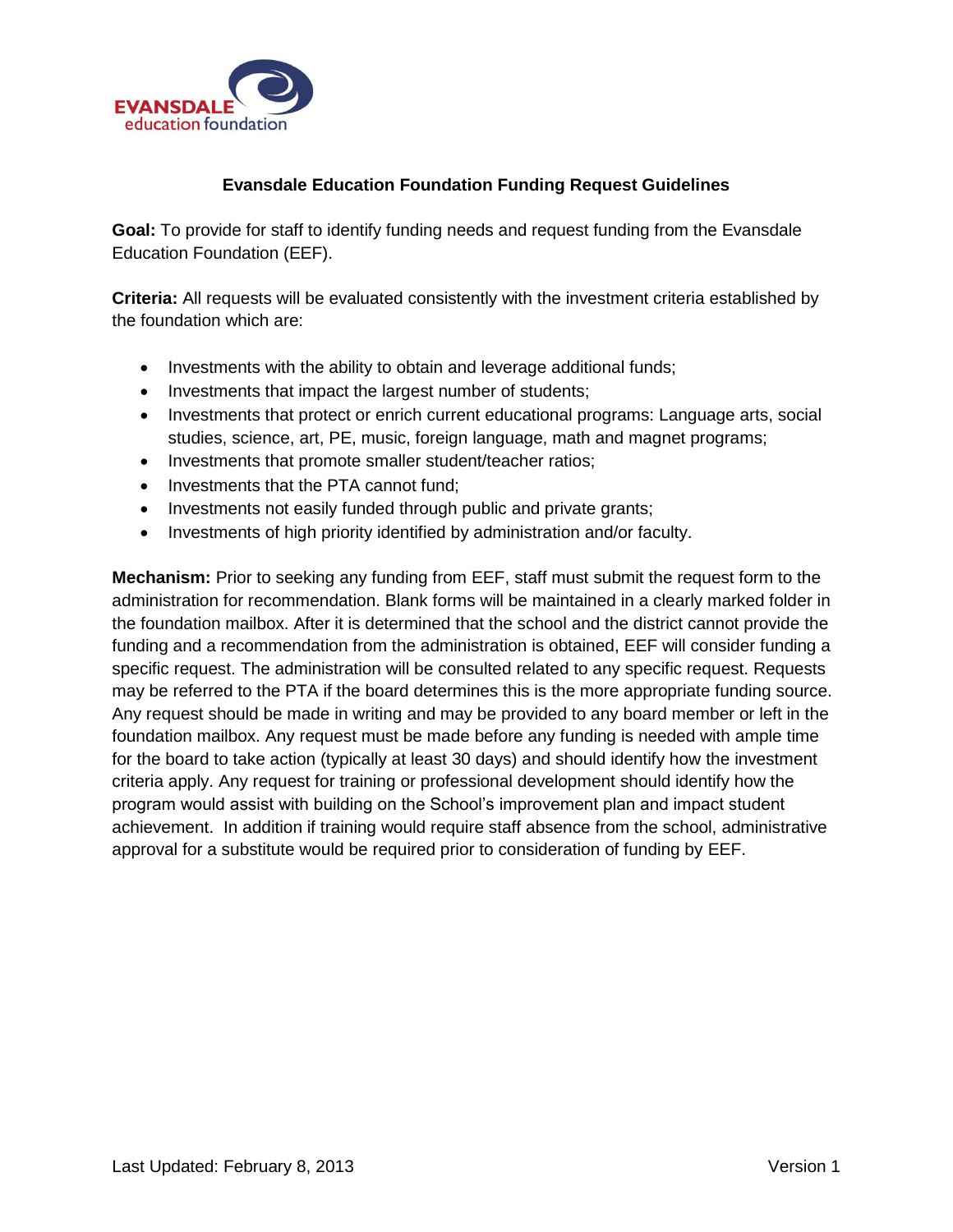EVANSDALE
education foundation

# Evansdale Education Foundation Funding Request Guidelines

**Goal:** To provide for staff to identify funding needs and request funding from the Evansdale Education Foundation (EEF).

**Criteria:** All requests will be evaluated consistently with the investment criteria established by the foundation which are:

- Investments with the ability to obtain and leverage additional funds;
- Investments that impact the largest number of students;
- Investments that protect or enrich current educational programs: Language arts, social studies, science, art, PE, music, foreign language, math and magnet programs;
- Investments that promote smaller student/teacher ratios;
- Investments that the PTA cannot fund;
- Investments not easily funded through public and private grants;
- Investments of high priority identified by administration and/or faculty.

**Mechanism:** Prior to seeking any funding from EEF, staff must submit the request form to the administration for recommendation. Blank forms will be maintained in a clearly marked folder in the foundation mailbox. After it is determined that the school and the district cannot provide the funding and a recommendation from the administration is obtained, EEF will consider funding a specific request. The administration will be consulted related to any specific request. Requests may be referred to the PTA if the board determines this is the more appropriate funding source. Any request should be made in writing and may be provided to any board member or left in the foundation mailbox. Any request must be made before any funding is needed with ample time for the board to take action (typically at least 30 days) and should identify how the investment criteria apply. Any request for training or professional development should identify how the program would assist with building on the School's improvement plan and impact student achievement. In addition if training would require staff absence from the school, administrative approval for a substitute would be required prior to consideration of funding by EEF.

Last Updated: February 8, 2013 Version 1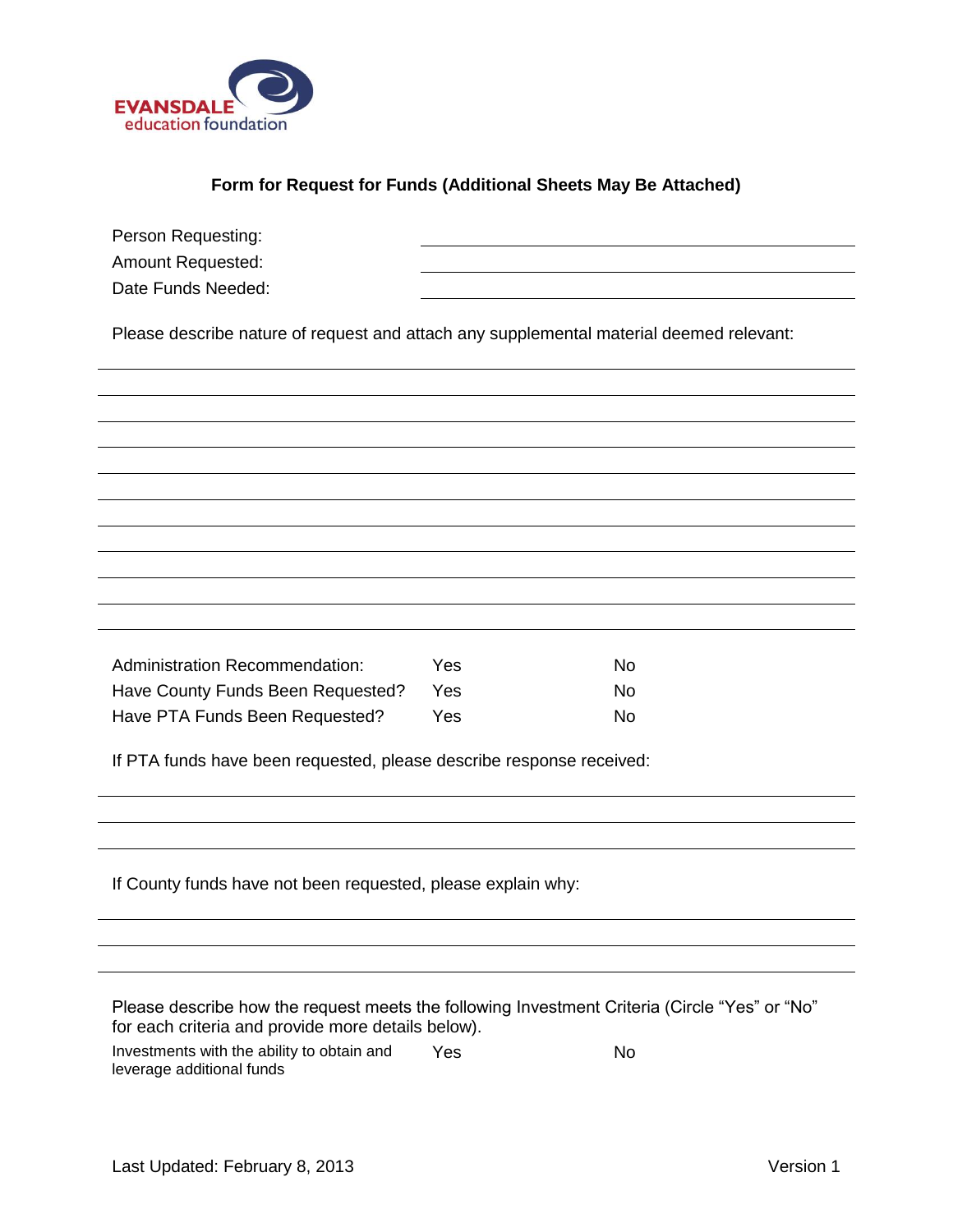EVANSDALE
education foundation

**Form for Request for Funds (Additional Sheets May Be Attached)**

Person Requesting: \_\_\_\_\_\_\_\_\_\_\_\_\_\_\_\_\_\_\_\_\_\_\_\_\_\_\_\_\_\_\_\_\_\_\_\_\_\_\_\_

Amount Requested: \_\_\_\_\_\_\_\_\_\_\_\_\_\_\_\_\_\_\_\_\_\_\_\_\_\_\_\_\_\_\_\_\_\_\_\_\_\_\_\_

Date Funds Needed: \_\_\_\_\_\_\_\_\_\_\_\_\_\_\_\_\_\_\_\_\_\_\_\_\_\_\_\_\_\_\_\_\_\_\_\_\_\_\_\_

Please describe nature of request and attach any supplemental material deemed relevant:

\_\_\_\_\_\_\_\_\_\_\_\_\_\_\_\_\_\_\_\_\_\_\_\_\_\_\_\_\_\_\_\_\_\_\_\_\_\_\_\_\_\_\_\_\_\_\_\_\_\_\_\_\_\_\_\_\_\_\_\_\_\_\_\_\_\_\_\_\_\_\_\_\_\_\_\_\_\_

\_\_\_\_\_\_\_\_\_\_\_\_\_\_\_\_\_\_\_\_\_\_\_\_\_\_\_\_\_\_\_\_\_\_\_\_\_\_\_\_\_\_\_\_\_\_\_\_\_\_\_\_\_\_\_\_\_\_\_\_\_\_\_\_\_\_\_\_\_\_\_\_\_\_\_\_\_\_

\_\_\_\_\_\_\_\_\_\_\_\_\_\_\_\_\_\_\_\_\_\_\_\_\_\_\_\_\_\_\_\_\_\_\_\_\_\_\_\_\_\_\_\_\_\_\_\_\_\_\_\_\_\_\_\_\_\_\_\_\_\_\_\_\_\_\_\_\_\_\_\_\_\_\_\_\_\_

\_\_\_\_\_\_\_\_\_\_\_\_\_\_\_\_\_\_\_\_\_\_\_\_\_\_\_\_\_\_\_\_\_\_\_\_\_\_\_\_\_\_\_\_\_\_\_\_\_\_\_\_\_\_\_\_\_\_\_\_\_\_\_\_\_\_\_\_\_\_\_\_\_\_\_\_\_\_

\_\_\_\_\_\_\_\_\_\_\_\_\_\_\_\_\_\_\_\_\_\_\_\_\_\_\_\_\_\_\_\_\_\_\_\_\_\_\_\_\_\_\_\_\_\_\_\_\_\_\_\_\_\_\_\_\_\_\_\_\_\_\_\_\_\_\_\_\_\_\_\_\_\_\_\_\_\_

\_\_\_\_\_\_\_\_\_\_\_\_\_\_\_\_\_\_\_\_\_\_\_\_\_\_\_\_\_\_\_\_\_\_\_\_\_\_\_\_\_\_\_\_\_\_\_\_\_\_\_\_\_\_\_\_\_\_\_\_\_\_\_\_\_\_\_\_\_\_\_\_\_\_\_\_\_\_

\_\_\_\_\_\_\_\_\_\_\_\_\_\_\_\_\_\_\_\_\_\_\_\_\_\_\_\_\_\_\_\_\_\_\_\_\_\_\_\_\_\_\_\_\_\_\_\_\_\_\_\_\_\_\_\_\_\_\_\_\_\_\_\_\_\_\_\_\_\_\_\_\_\_\_\_\_\_

\_\_\_\_\_\_\_\_\_\_\_\_\_\_\_\_\_\_\_\_\_\_\_\_\_\_\_\_\_\_\_\_\_\_\_\_\_\_\_\_\_\_\_\_\_\_\_\_\_\_\_\_\_\_\_\_\_\_\_\_\_\_\_\_\_\_\_\_\_\_\_\_\_\_\_\_\_\_

\_\_\_\_\_\_\_\_\_\_\_\_\_\_\_\_\_\_\_\_\_\_\_\_\_\_\_\_\_\_\_\_\_\_\_\_\_\_\_\_\_\_\_\_\_\_\_\_\_\_\_\_\_\_\_\_\_\_\_\_\_\_\_\_\_\_\_\_\_\_\_\_\_\_\_\_\_\_

\_\_\_\_\_\_\_\_\_\_\_\_\_\_\_\_\_\_\_\_\_\_\_\_\_\_\_\_\_\_\_\_\_\_\_\_\_\_\_\_\_\_\_\_\_\_\_\_\_\_\_\_\_\_\_\_\_\_\_\_\_\_\_\_\_\_\_\_\_\_\_\_\_\_\_\_\_\_

| | | |
|---|---|---|
| Administration Recommendation: | Yes | No |
| Have County Funds Been Requested? | Yes | No |
| Have PTA Funds Been Requested? | Yes | No |

If PTA funds have been requested, please describe response received:

\_\_\_\_\_\_\_\_\_\_\_\_\_\_\_\_\_\_\_\_\_\_\_\_\_\_\_\_\_\_\_\_\_\_\_\_\_\_\_\_\_\_\_\_\_\_\_\_\_\_\_\_\_\_\_\_\_\_\_\_\_\_\_\_\_\_\_\_\_\_\_\_\_\_\_\_\_\_

\_\_\_\_\_\_\_\_\_\_\_\_\_\_\_\_\_\_\_\_\_\_\_\_\_\_\_\_\_\_\_\_\_\_\_\_\_\_\_\_\_\_\_\_\_\_\_\_\_\_\_\_\_\_\_\_\_\_\_\_\_\_\_\_\_\_\_\_\_\_\_\_\_\_\_\_\_\_

\_\_\_\_\_\_\_\_\_\_\_\_\_\_\_\_\_\_\_\_\_\_\_\_\_\_\_\_\_\_\_\_\_\_\_\_\_\_\_\_\_\_\_\_\_\_\_\_\_\_\_\_\_\_\_\_\_\_\_\_\_\_\_\_\_\_\_\_\_\_\_\_\_\_\_\_\_\_

If County funds have not been requested, please explain why:

\_\_\_\_\_\_\_\_\_\_\_\_\_\_\_\_\_\_\_\_\_\_\_\_\_\_\_\_\_\_\_\_\_\_\_\_\_\_\_\_\_\_\_\_\_\_\_\_\_\_\_\_\_\_\_\_\_\_\_\_\_\_\_\_\_\_\_\_\_\_\_\_\_\_\_\_\_\_

\_\_\_\_\_\_\_\_\_\_\_\_\_\_\_\_\_\_\_\_\_\_\_\_\_\_\_\_\_\_\_\_\_\_\_\_\_\_\_\_\_\_\_\_\_\_\_\_\_\_\_\_\_\_\_\_\_\_\_\_\_\_\_\_\_\_\_\_\_\_\_\_\_\_\_\_\_\_

\_\_\_\_\_\_\_\_\_\_\_\_\_\_\_\_\_\_\_\_\_\_\_\_\_\_\_\_\_\_\_\_\_\_\_\_\_\_\_\_\_\_\_\_\_\_\_\_\_\_\_\_\_\_\_\_\_\_\_\_\_\_\_\_\_\_\_\_\_\_\_\_\_\_\_\_\_\_

Please describe how the request meets the following Investment Criteria (Circle "Yes" or "No" for each criteria and provide more details below).

| | | |
|---|---|---|
| Investments with the ability to obtain and leverage additional funds | Yes | No |

Last Updated: February 8, 2013 Version 1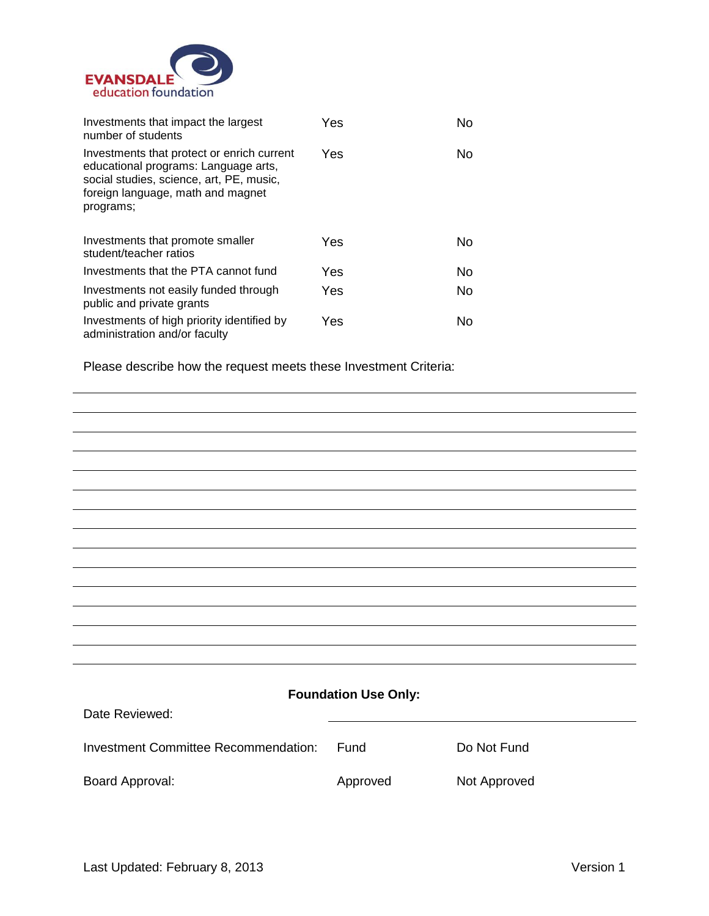EVANSDALE education foundation

| | | |
|---|---|---|
| Investments that impact the largest number of students | Yes | No |
| Investments that protect or enrich current educational programs: Language arts, social studies, science, art, PE, music, foreign language, math and magnet programs; | Yes | No |
| Investments that promote smaller student/teacher ratios | Yes | No |
| Investments that the PTA cannot fund | Yes | No |
| Investments not easily funded through public and private grants | Yes | No |
| Investments of high priority identified by administration and/or faculty | Yes | No |

Please describe how the request meets these Investment Criteria:

______________________________________________________________________________

______________________________________________________________________________

______________________________________________________________________________

______________________________________________________________________________

______________________________________________________________________________

______________________________________________________________________________

______________________________________________________________________________

______________________________________________________________________________

______________________________________________________________________________

______________________________________________________________________________

______________________________________________________________________________

______________________________________________________________________________

______________________________________________________________________________

______________________________________________________________________________

**Foundation Use Only:**

Date Reviewed: ______________________________

| | | |
|---|---|---|
| Investment Committee Recommendation: | Fund | Do Not Fund |
| Board Approval: | Approved | Not Approved |

Last Updated: February 8, 2013

Version 1